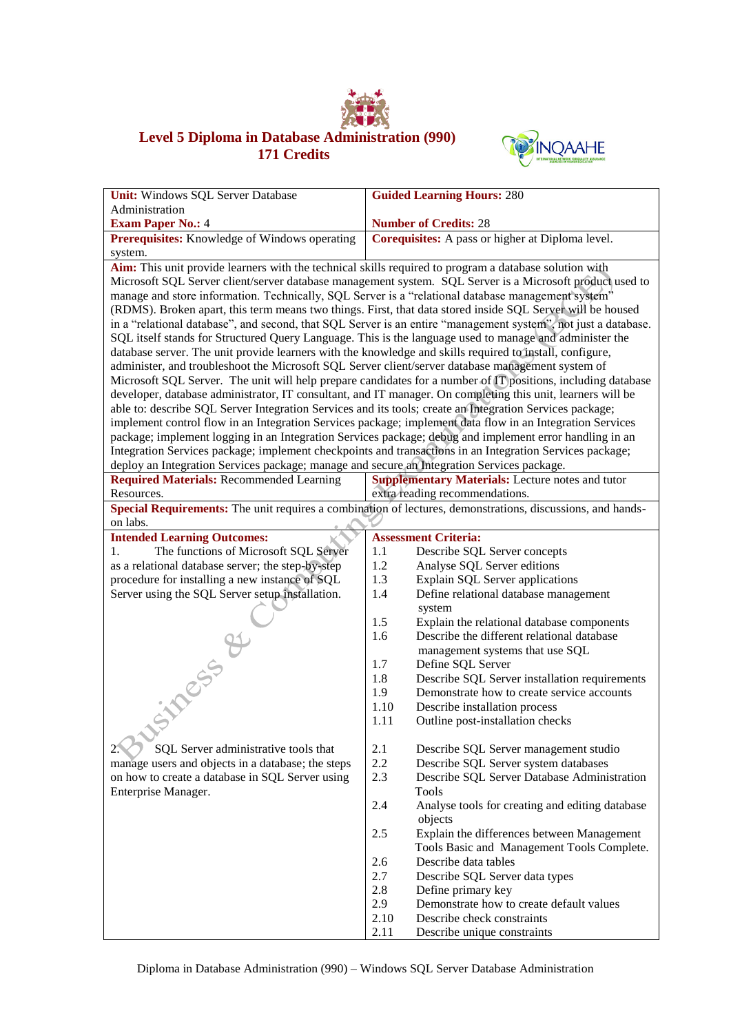# Level 5 Diploma in Database Administration (990)
## 171 Credits

| **Unit:** Windows SQL Server Database Administration<br>**Exam Paper No.:** 4 | **Guided Learning Hours:** 280<br>**Number of Credits:** 28 |
|---|---|
| **Prerequisites:** Knowledge of Windows operating system. | **Corequisites:** A pass or higher at Diploma level. |
| **Aim:** This unit provide learners with the technical skills required to program a database solution with Microsoft SQL Server client/server database management system. SQL Server is a Microsoft product used to manage and store information. Technically, SQL Server is a "relational database management system" (RDMS). Broken apart, this term means two things. First, that data stored inside SQL Server will be housed in a "relational database", and second, that SQL Server is an entire "management system", not just a database. SQL itself stands for Structured Query Language. This is the language used to manage and administer the database server. The unit will provide learners with the knowledge and skills required to install, configure, administer, and troubleshoot the Microsoft SQL Server client/server database management system of Microsoft SQL Server. The unit will help prepare candidates for a number of IT positions, including database developer, database administrator, IT consultant, and IT manager. On completing this unit, learners will be able to: describe SQL Server Integration Services and its tools; create an Integration Services package; implement control flow in an Integration Services package; implement data flow in an Integration Services package; implement logging in an Integration Services package; debug and implement error handling in an Integration Services package; implement checkpoints and transactions in an Integration Services package; deploy an Integration Services package; manage and secure an Integration Services package. | |
| **Required Materials:** Recommended Learning Resources. | **Supplementary Materials:** Lecture notes and tutor extra reading recommendations. |
| **Special Requirements:** The unit requires a combination of lectures, demonstrations, discussions, and hands-on labs. | |
| **Intended Learning Outcomes:** | **Assessment Criteria:** |
| 1. The functions of Microsoft SQL Server as a relational database server; the step-by-step procedure for installing a new instance of SQL Server using the SQL Server setup installation. | 1.1 Describe SQL Server concepts<br>1.2 Analyse SQL Server editions<br>1.3 Explain SQL Server applications<br>1.4 Define relational database management system<br>1.5 Explain the relational database components<br>1.6 Describe the different relational database management systems that use SQL<br>1.7 Define SQL Server<br>1.8 Describe SQL Server installation requirements<br>1.9 Demonstrate how to create service accounts<br>1.10 Describe installation process<br>1.11 Outline post-installation checks |
| 2. SQL Server administrative tools that manage users and objects in a database; the steps on how to create a database in SQL Server using Enterprise Manager. | 2.1 Describe SQL Server management studio<br>2.2 Describe SQL Server system databases<br>2.3 Describe SQL Server Database Administration Tools<br>2.4 Analyse tools for creating and editing database objects<br>2.5 Explain the differences between Management Tools Basic and Management Tools Complete.<br>2.6 Describe data tables<br>2.7 Describe SQL Server data types<br>2.8 Define primary key<br>2.9 Demonstrate how to create default values<br>2.10 Describe check constraints<br>2.11 Describe unique constraints |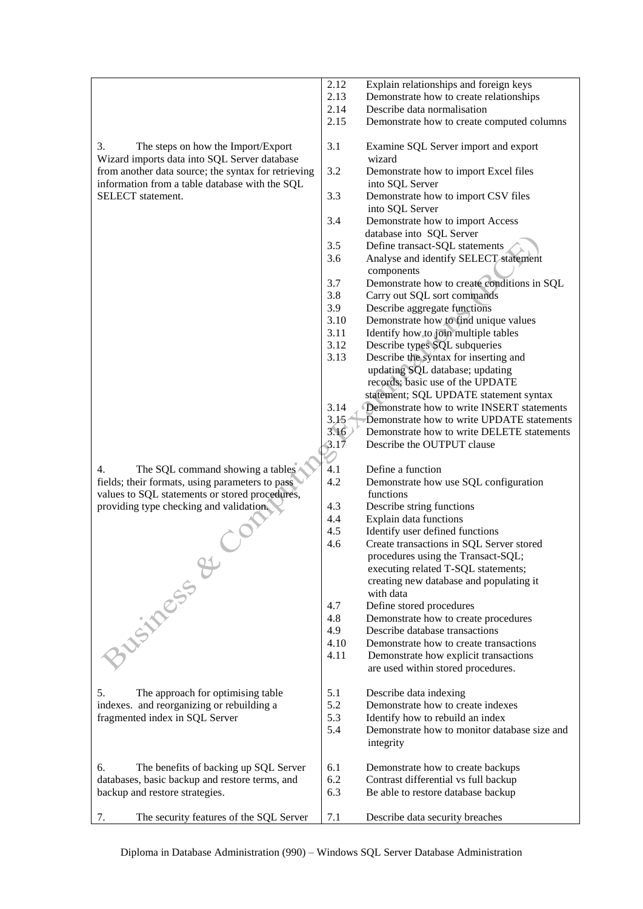| | |
|---|---|
| | 2.12 Explain relationships and foreign keys<br>2.13 Demonstrate how to create relationships<br>2.14 Describe data normalisation<br>2.15 Demonstrate how to create computed columns |
| 3. The steps on how the Import/Export Wizard imports data into SQL Server database from another data source; the syntax for retrieving information from a table database with the SQL SELECT statement. | 3.1 Examine SQL Server import and export wizard<br>3.2 Demonstrate how to import Excel files into SQL Server<br>3.3 Demonstrate how to import CSV files into SQL Server<br>3.4 Demonstrate how to import Access database into SQL Server<br>3.5 Define transact-SQL statements<br>3.6 Analyse and identify SELECT statement components<br>3.7 Demonstrate how to create conditions in SQL<br>3.8 Carry out SQL sort commands<br>3.9 Describe aggregate functions<br>3.10 Demonstrate how to find unique values<br>3.11 Identify how to join multiple tables<br>3.12 Describe types SQL subqueries<br>3.13 Describe the syntax for inserting and updating SQL database; updating records; basic use of the UPDATE statement; SQL UPDATE statement syntax<br>3.14 Demonstrate how to write INSERT statements<br>3.15 Demonstrate how to write UPDATE statements<br>3.16 Demonstrate how to write DELETE statements<br>3.17 Describe the OUTPUT clause |
| 4. The SQL command showing a tables fields; their formats, using parameters to pass values to SQL statements or stored procedures, providing type checking and validation. | 4.1 Define a function<br>4.2 Demonstrate how use SQL configuration functions<br>4.3 Describe string functions<br>4.4 Explain data functions<br>4.5 Identify user defined functions<br>4.6 Create transactions in SQL Server stored procedures using the Transact-SQL; executing related T-SQL statements; creating new database and populating it with data<br>4.7 Define stored procedures<br>4.8 Demonstrate how to create procedures<br>4.9 Describe database transactions<br>4.10 Demonstrate how to create transactions<br>4.11 Demonstrate how explicit transactions are used within stored procedures. |
| 5. The approach for optimising table indexes. and reorganizing or rebuilding a fragmented index in SQL Server | 5.1 Describe data indexing<br>5.2 Demonstrate how to create indexes<br>5.3 Identify how to rebuild an index<br>5.4 Demonstrate how to monitor database size and integrity |
| 6. The benefits of backing up SQL Server databases, basic backup and restore terms, and backup and restore strategies. | 6.1 Demonstrate how to create backups<br>6.2 Contrast differential vs full backup<br>6.3 Be able to restore database backup |
| 7. The security features of the SQL Server | 7.1 Describe data security breaches |

Diploma in Database Administration (990) – Windows SQL Server Database Administration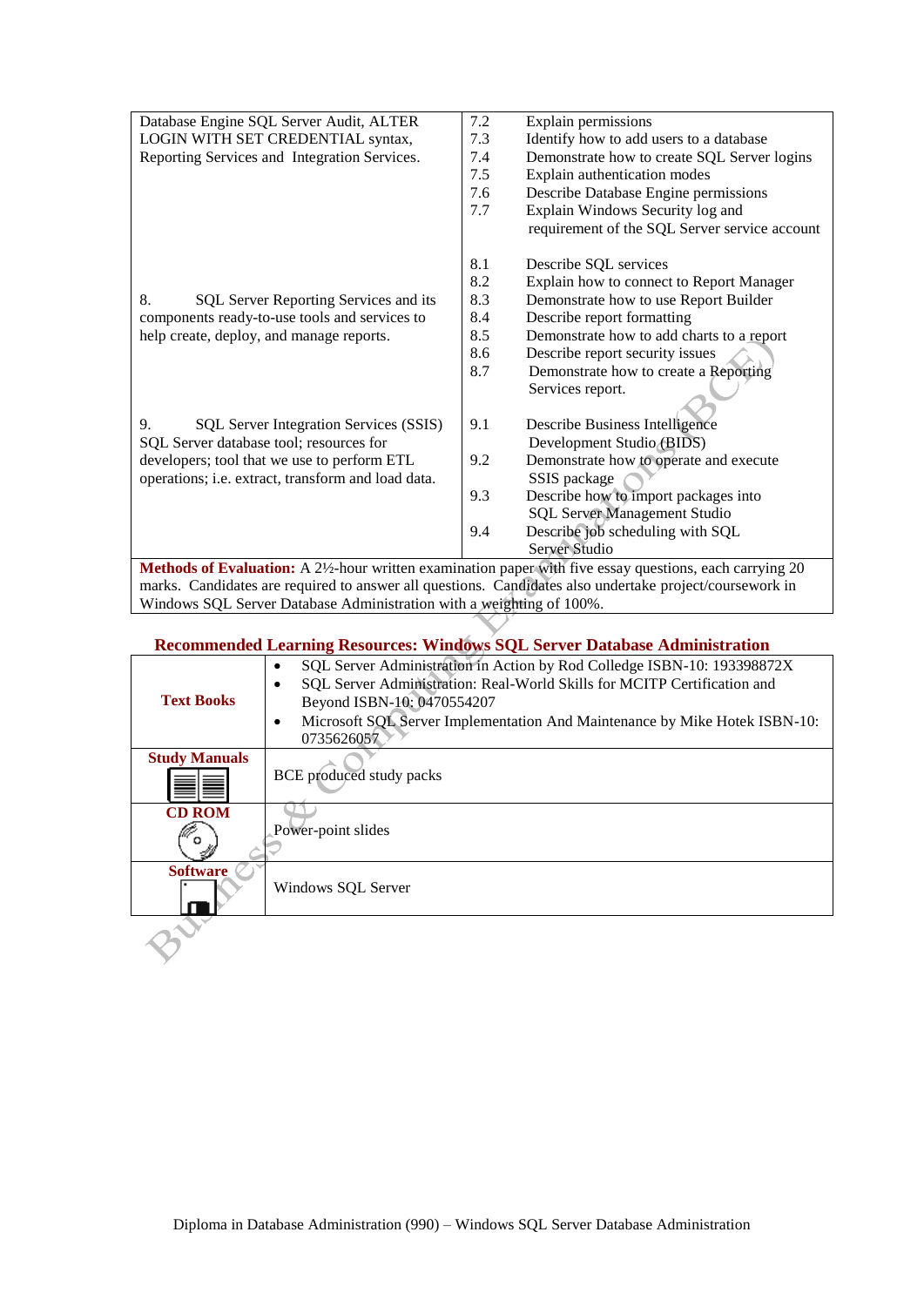| | |
|---|---|
| Database Engine SQL Server Audit, ALTER LOGIN WITH SET CREDENTIAL syntax, Reporting Services and Integration Services. | 7.2 Explain permissions<br>7.3 Identify how to add users to a database<br>7.4 Demonstrate how to create SQL Server logins<br>7.5 Explain authentication modes<br>7.6 Describe Database Engine permissions<br>7.7 Explain Windows Security log and requirement of the SQL Server service account |
| 8. SQL Server Reporting Services and its components ready-to-use tools and services to help create, deploy, and manage reports. | 8.1 Describe SQL services<br>8.2 Explain how to connect to Report Manager<br>8.3 Demonstrate how to use Report Builder<br>8.4 Describe report formatting<br>8.5 Demonstrate how to add charts to a report<br>8.6 Describe report security issues<br>8.7 Demonstrate how to create a Reporting Services report. |
| 9. SQL Server Integration Services (SSIS) SQL Server database tool; resources for developers; tool that we use to perform ETL operations; i.e. extract, transform and load data. | 9.1 Describe Business Intelligence Development Studio (BIDS)<br>9.2 Demonstrate how to operate and execute SSIS package<br>9.3 Describe how to import packages into SQL Server Management Studio<br>9.4 Describe job scheduling with SQL Server Studio |

**Methods of Evaluation:** A 2½-hour written examination paper with five essay questions, each carrying 20 marks. Candidates are required to answer all questions. Candidates also undertake project/coursework in Windows SQL Server Database Administration with a weighting of 100%.

## Recommended Learning Resources: Windows SQL Server Database Administration

| | |
|---|---|
| **Text Books** | • SQL Server Administration in Action by Rod Colledge ISBN-10: 193398872X<br>• SQL Server Administration: Real-World Skills for MCITP Certification and Beyond ISBN-10: 0470554207<br>• Microsoft SQL Server Implementation And Maintenance by Mike Hotek ISBN-10: 0735626057 |
| **Study Manuals** | BCE produced study packs |
| **CD ROM** | Power-point slides |
| **Software** | Windows SQL Server |